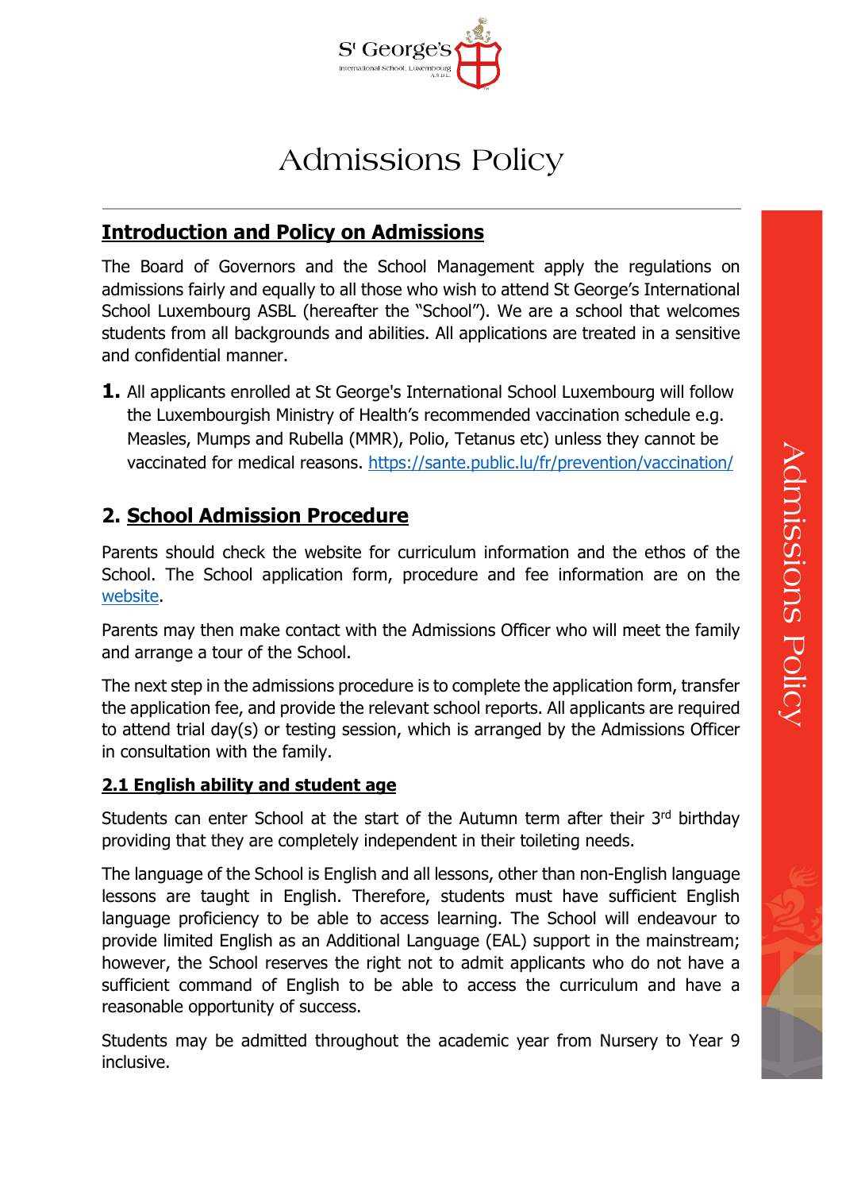# Admissions Policy

## Introduction and Policy on Admissions

The Board of Governors and the School Management apply the regulations on admissions fairly and equally to all those who wish to attend St George's International School Luxembourg ASBL (hereafter the "School"). We are a school that welcomes students from all backgrounds and abilities. All applications are treated in a sensitive and confidential manner.

**1.** All applicants enrolled at St George's International School Luxembourg will follow the Luxembourgish Ministry of Health's recommended vaccination schedule e.g. Measles, Mumps and Rubella (MMR), Polio, Tetanus etc) unless they cannot be vaccinated for medical reasons. https://sante.public.lu/fr/prevention/vaccination/

## 2. School Admission Procedure

Parents should check the website for curriculum information and the ethos of the School. The School application form, procedure and fee information are on the website.

Parents may then make contact with the Admissions Officer who will meet the family and arrange a tour of the School.

The next step in the admissions procedure is to complete the application form, transfer the application fee, and provide the relevant school reports. All applicants are required to attend trial day(s) or testing session, which is arranged by the Admissions Officer in consultation with the family.

### 2.1 English ability and student age

Students can enter School at the start of the Autumn term after their 3rd birthday providing that they are completely independent in their toileting needs.

The language of the School is English and all lessons, other than non-English language lessons are taught in English. Therefore, students must have sufficient English language proficiency to be able to access learning. The School will endeavour to provide limited English as an Additional Language (EAL) support in the mainstream; however, the School reserves the right not to admit applicants who do not have a sufficient command of English to be able to access the curriculum and have a reasonable opportunity of success.

Students may be admitted throughout the academic year from Nursery to Year 9 inclusive.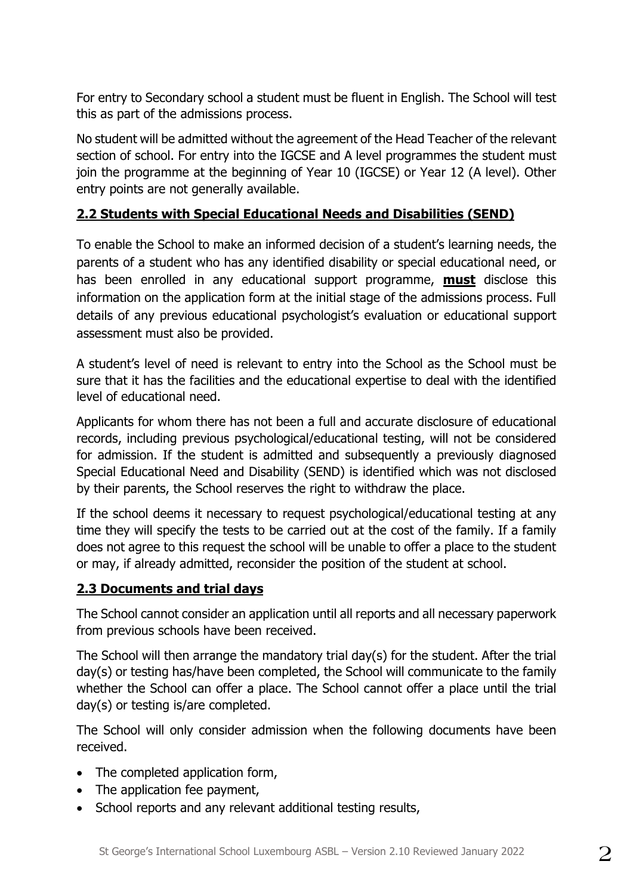For entry to Secondary school a student must be fluent in English. The School will test this as part of the admissions process.

No student will be admitted without the agreement of the Head Teacher of the relevant section of school. For entry into the IGCSE and A level programmes the student must join the programme at the beginning of Year 10 (IGCSE) or Year 12 (A level). Other entry points are not generally available.

## 2.2 Students with Special Educational Needs and Disabilities (SEND)

To enable the School to make an informed decision of a student's learning needs, the parents of a student who has any identified disability or special educational need, or has been enrolled in any educational support programme, **must** disclose this information on the application form at the initial stage of the admissions process. Full details of any previous educational psychologist's evaluation or educational support assessment must also be provided.

A student's level of need is relevant to entry into the School as the School must be sure that it has the facilities and the educational expertise to deal with the identified level of educational need.

Applicants for whom there has not been a full and accurate disclosure of educational records, including previous psychological/educational testing, will not be considered for admission. If the student is admitted and subsequently a previously diagnosed Special Educational Need and Disability (SEND) is identified which was not disclosed by their parents, the School reserves the right to withdraw the place.

If the school deems it necessary to request psychological/educational testing at any time they will specify the tests to be carried out at the cost of the family. If a family does not agree to this request the school will be unable to offer a place to the student or may, if already admitted, reconsider the position of the student at school.

## 2.3 Documents and trial days

The School cannot consider an application until all reports and all necessary paperwork from previous schools have been received.

The School will then arrange the mandatory trial day(s) for the student. After the trial day(s) or testing has/have been completed, the School will communicate to the family whether the School can offer a place. The School cannot offer a place until the trial day(s) or testing is/are completed.

The School will only consider admission when the following documents have been received.

- The completed application form,
- The application fee payment,
- School reports and any relevant additional testing results,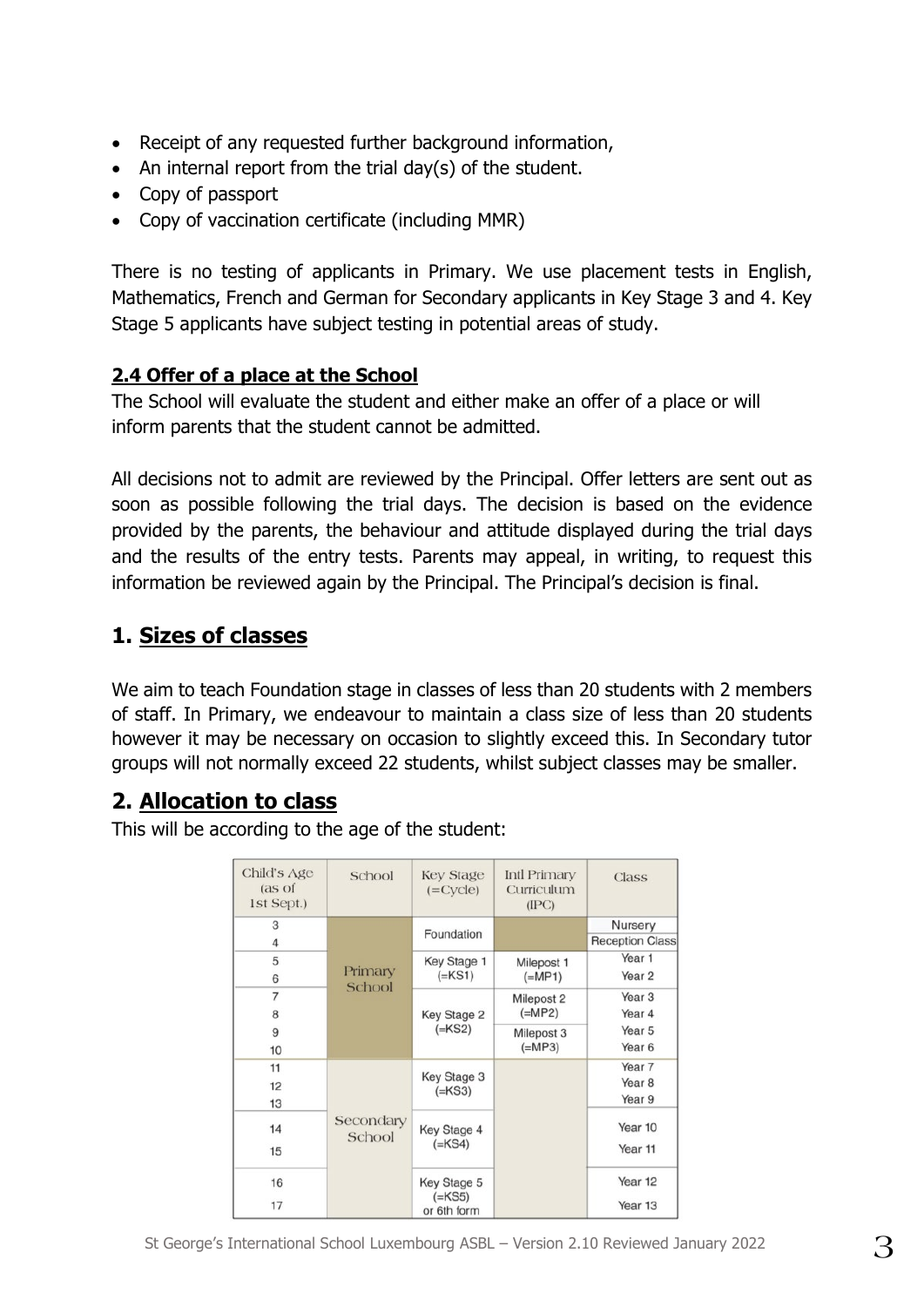- Receipt of any requested further background information,
- An internal report from the trial day(s) of the student.
- Copy of passport
- Copy of vaccination certificate (including MMR)

There is no testing of applicants in Primary. We use placement tests in English, Mathematics, French and German for Secondary applicants in Key Stage 3 and 4. Key Stage 5 applicants have subject testing in potential areas of study.

### 2.4 Offer of a place at the School

The School will evaluate the student and either make an offer of a place or will inform parents that the student cannot be admitted.

All decisions not to admit are reviewed by the Principal. Offer letters are sent out as soon as possible following the trial days. The decision is based on the evidence provided by the parents, the behaviour and attitude displayed during the trial days and the results of the entry tests. Parents may appeal, in writing, to request this information be reviewed again by the Principal. The Principal's decision is final.

## 1. Sizes of classes

We aim to teach Foundation stage in classes of less than 20 students with 2 members of staff. In Primary, we endeavour to maintain a class size of less than 20 students however it may be necessary on occasion to slightly exceed this. In Secondary tutor groups will not normally exceed 22 students, whilst subject classes may be smaller.

## 2. Allocation to class

This will be according to the age of the student:

| Child's Age (as of 1st Sept.) | School | Key Stage (=Cycle) | Intl Primary Curriculum (IPC) | Class |
|---|---|---|---|---|
| 3 | Primary School | Foundation | | Nursery |
| 4 | | | | Reception Class |
| 5 | | Key Stage 1 (=KS1) | Milepost 1 (=MP1) | Year 1 |
| 6 | | | | Year 2 |
| 7 | | Key Stage 2 (=KS2) | Milepost 2 (=MP2) | Year 3 |
| 8 | | | | Year 4 |
| 9 | | | Milepost 3 (=MP3) | Year 5 |
| 10 | | | | Year 6 |
| 11 | Secondary School | Key Stage 3 (=KS3) | | Year 7 |
| 12 | | | | Year 8 |
| 13 | | | | Year 9 |
| 14 | | Key Stage 4 (=KS4) | | Year 10 |
| 15 | | | | Year 11 |
| 16 | | Key Stage 5 (=KS5) or 6th form | | Year 12 |
| 17 | | | | Year 13 |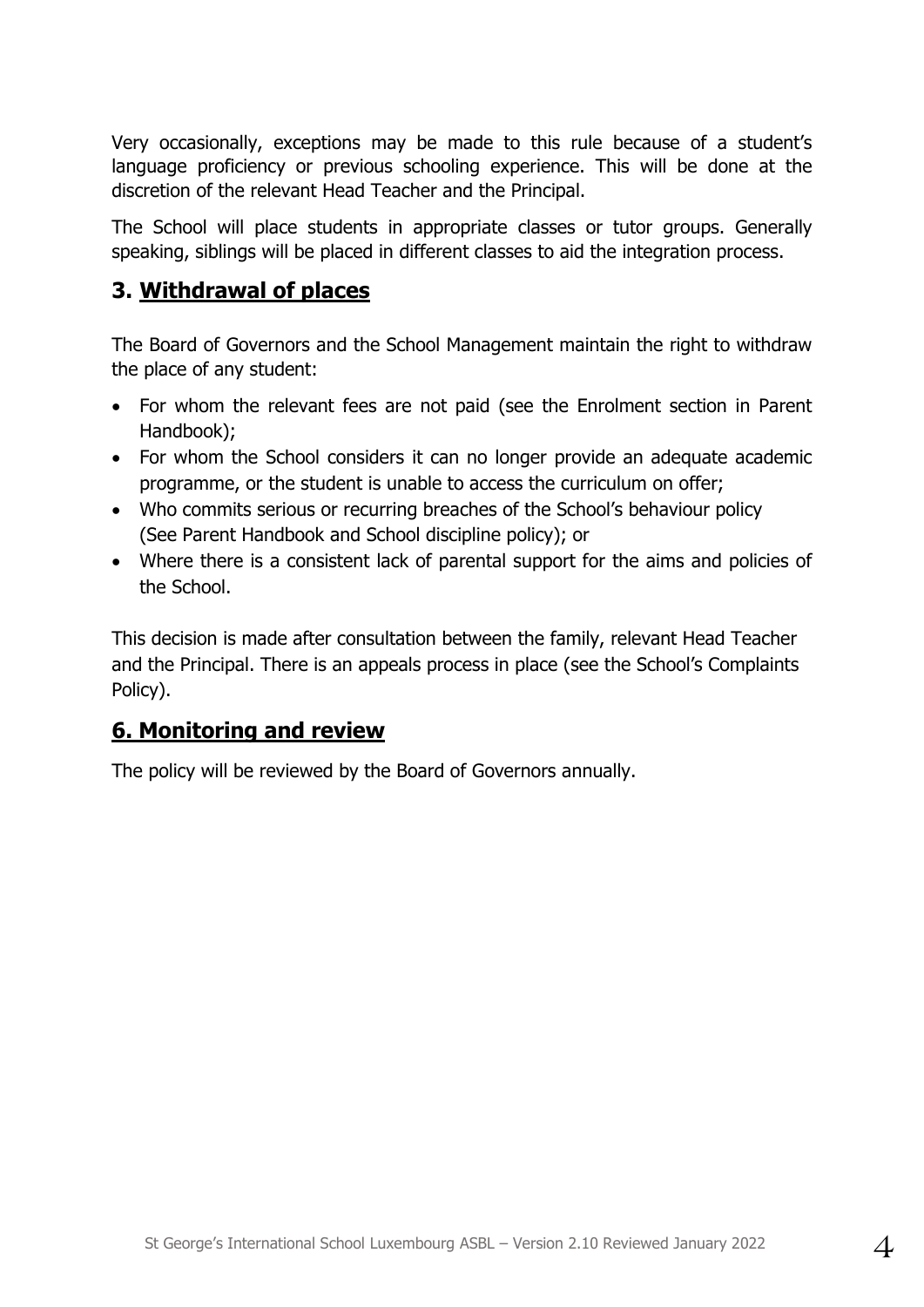Very occasionally, exceptions may be made to this rule because of a student's language proficiency or previous schooling experience. This will be done at the discretion of the relevant Head Teacher and the Principal.

The School will place students in appropriate classes or tutor groups. Generally speaking, siblings will be placed in different classes to aid the integration process.

## 3. Withdrawal of places

The Board of Governors and the School Management maintain the right to withdraw the place of any student:

- For whom the relevant fees are not paid (see the Enrolment section in Parent Handbook);
- For whom the School considers it can no longer provide an adequate academic programme, or the student is unable to access the curriculum on offer;
- Who commits serious or recurring breaches of the School's behaviour policy (See Parent Handbook and School discipline policy); or
- Where there is a consistent lack of parental support for the aims and policies of the School.

This decision is made after consultation between the family, relevant Head Teacher and the Principal. There is an appeals process in place (see the School's Complaints Policy).

## 6. Monitoring and review

The policy will be reviewed by the Board of Governors annually.